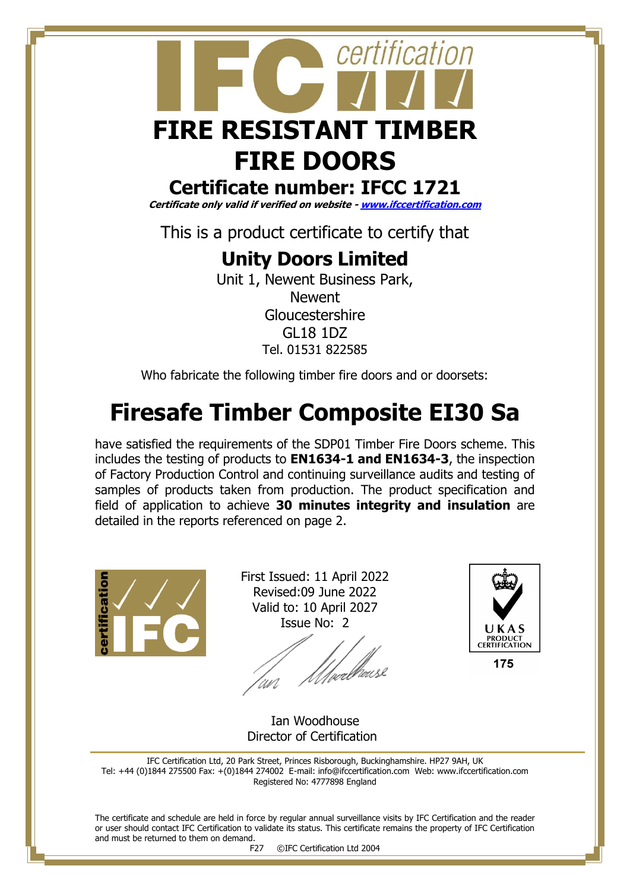# FIRE RESISTANT TIMBER FIRE DOORS

## Certificate number: IFCC 1721

***Certificate only valid if verified on website - [www.ifccertification.com](http://www.ifccertification.com)***

This is a product certificate to certify that

### Unity Doors Limited

Unit 1, Newent Business Park,
Newent
Gloucestershire
GL18 1DZ
Tel. 01531 822585

Who fabricate the following timber fire doors and or doorsets:

# Firesafe Timber Composite EI30 Sa

have satisfied the requirements of the SDP01 Timber Fire Doors scheme. This includes the testing of products to **EN1634-1 and EN1634-3**, the inspection of Factory Production Control and continuing surveillance audits and testing of samples of products taken from production. The product specification and field of application to achieve **30 minutes integrity and insulation** are detailed in the reports referenced on page 2.

First Issued: 11 April 2022
Revised:09 June 2022
Valid to: 10 April 2027
Issue No: 2

UKAS PRODUCT CERTIFICATION 175

Ian Woodhouse
Director of Certification

IFC Certification Ltd, 20 Park Street, Princes Risborough, Buckinghamshire. HP27 9AH, UK
Tel: +44 (0)1844 275500 Fax: +(0)1844 274002 E-mail: info@ifccertification.com Web: www.ifccertification.com
Registered No: 4777898 England

The certificate and schedule are held in force by regular annual surveillance visits by IFC Certification and the reader or user should contact IFC Certification to validate its status. This certificate remains the property of IFC Certification and must be returned to them on demand.

F27 ©IFC Certification Ltd 2004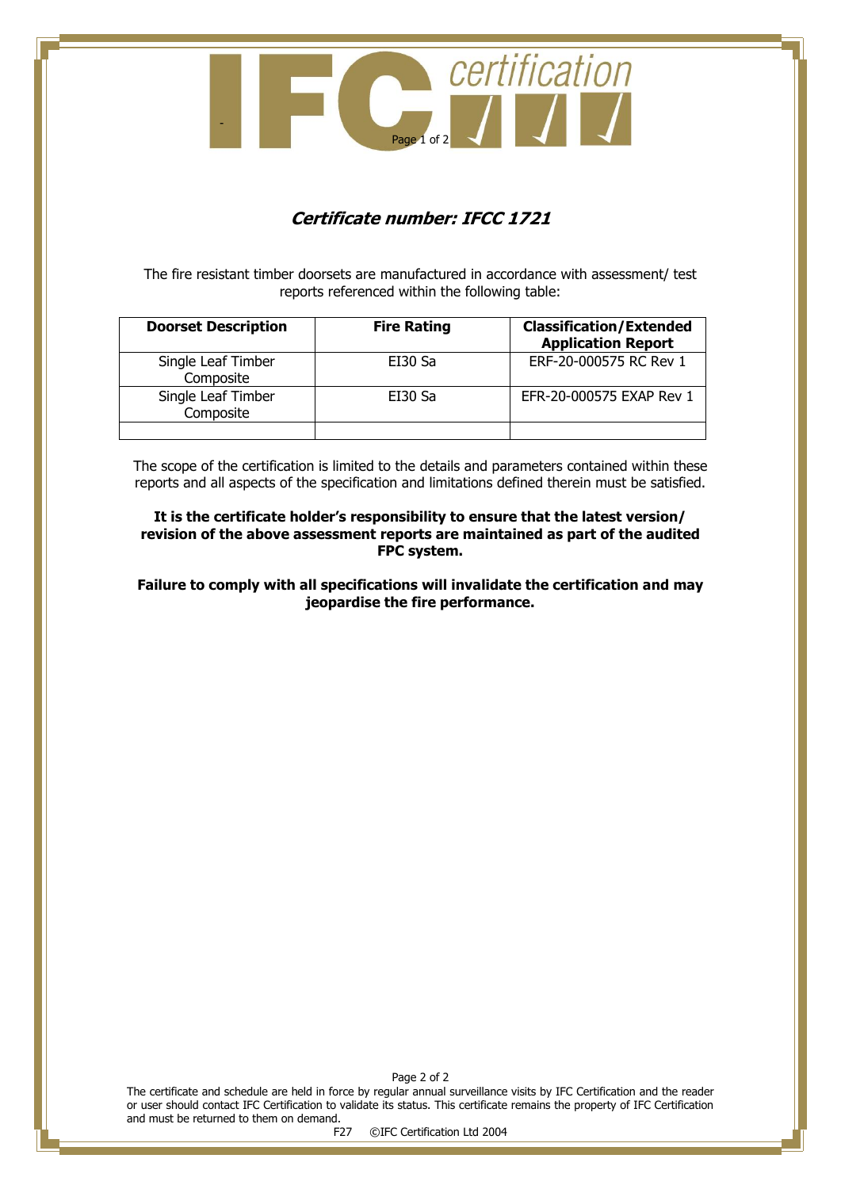## *Certificate number: IFCC 1721*

The fire resistant timber doorsets are manufactured in accordance with assessment/ test reports referenced within the following table:

| Doorset Description | Fire Rating | Classification/Extended Application Report |
|---|---|---|
| Single Leaf Timber Composite | EI30 Sa | ERF-20-000575 RC Rev 1 |
| Single Leaf Timber Composite | EI30 Sa | EFR-20-000575 EXAP Rev 1 |
| | | |

The scope of the certification is limited to the details and parameters contained within these reports and all aspects of the specification and limitations defined therein must be satisfied.

**It is the certificate holder's responsibility to ensure that the latest version/ revision of the above assessment reports are maintained as part of the audited FPC system.**

**Failure to comply with all specifications will invalidate the certification and may jeopardise the fire performance.**

The certificate and schedule are held in force by regular annual surveillance visits by IFC Certification and the reader or user should contact IFC Certification to validate its status. This certificate remains the property of IFC Certification and must be returned to them on demand.

F27 ©IFC Certification Ltd 2004